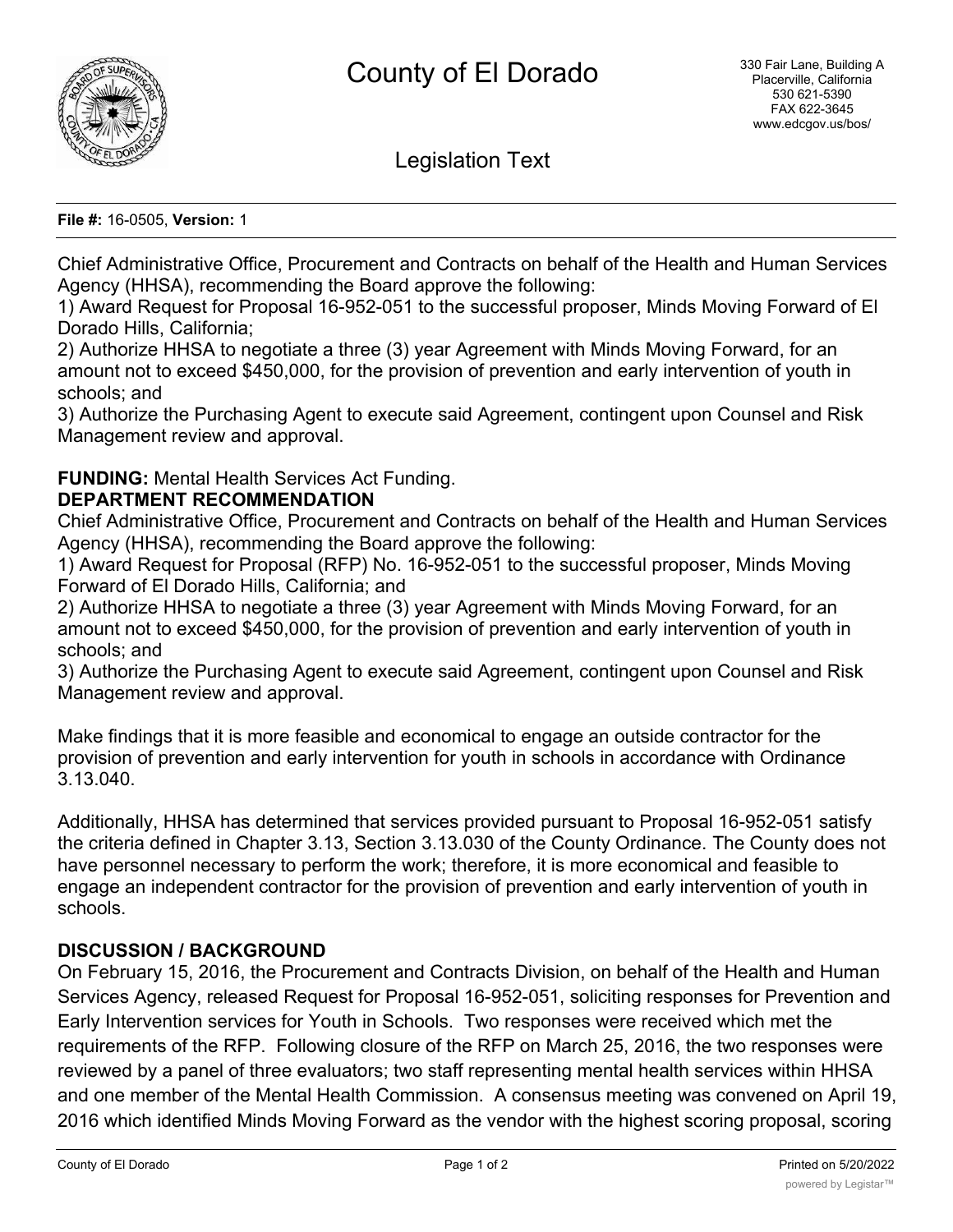# County of El Dorado

330 Fair Lane, Building A
Placerville, California
530 621-5390
FAX 622-3645
www.edcgov.us/bos/

## Legislation Text

**File #:** 16-0505, **Version:** 1

Chief Administrative Office, Procurement and Contracts on behalf of the Health and Human Services Agency (HHSA), recommending the Board approve the following:
1) Award Request for Proposal 16-952-051 to the successful proposer, Minds Moving Forward of El Dorado Hills, California;
2) Authorize HHSA to negotiate a three (3) year Agreement with Minds Moving Forward, for an amount not to exceed $450,000, for the provision of prevention and early intervention of youth in schools; and
3) Authorize the Purchasing Agent to execute said Agreement, contingent upon Counsel and Risk Management review and approval.

**FUNDING:** Mental Health Services Act Funding.

**DEPARTMENT RECOMMENDATION**

Chief Administrative Office, Procurement and Contracts on behalf of the Health and Human Services Agency (HHSA), recommending the Board approve the following:
1) Award Request for Proposal (RFP) No. 16-952-051 to the successful proposer, Minds Moving Forward of El Dorado Hills, California; and
2) Authorize HHSA to negotiate a three (3) year Agreement with Minds Moving Forward, for an amount not to exceed $450,000, for the provision of prevention and early intervention of youth in schools; and
3) Authorize the Purchasing Agent to execute said Agreement, contingent upon Counsel and Risk Management review and approval.

Make findings that it is more feasible and economical to engage an outside contractor for the provision of prevention and early intervention for youth in schools in accordance with Ordinance 3.13.040.

Additionally, HHSA has determined that services provided pursuant to Proposal 16-952-051 satisfy the criteria defined in Chapter 3.13, Section 3.13.030 of the County Ordinance. The County does not have personnel necessary to perform the work; therefore, it is more economical and feasible to engage an independent contractor for the provision of prevention and early intervention of youth in schools.

**DISCUSSION / BACKGROUND**

On February 15, 2016, the Procurement and Contracts Division, on behalf of the Health and Human Services Agency, released Request for Proposal 16-952-051, soliciting responses for Prevention and Early Intervention services for Youth in Schools. Two responses were received which met the requirements of the RFP. Following closure of the RFP on March 25, 2016, the two responses were reviewed by a panel of three evaluators; two staff representing mental health services within HHSA and one member of the Mental Health Commission. A consensus meeting was convened on April 19, 2016 which identified Minds Moving Forward as the vendor with the highest scoring proposal, scoring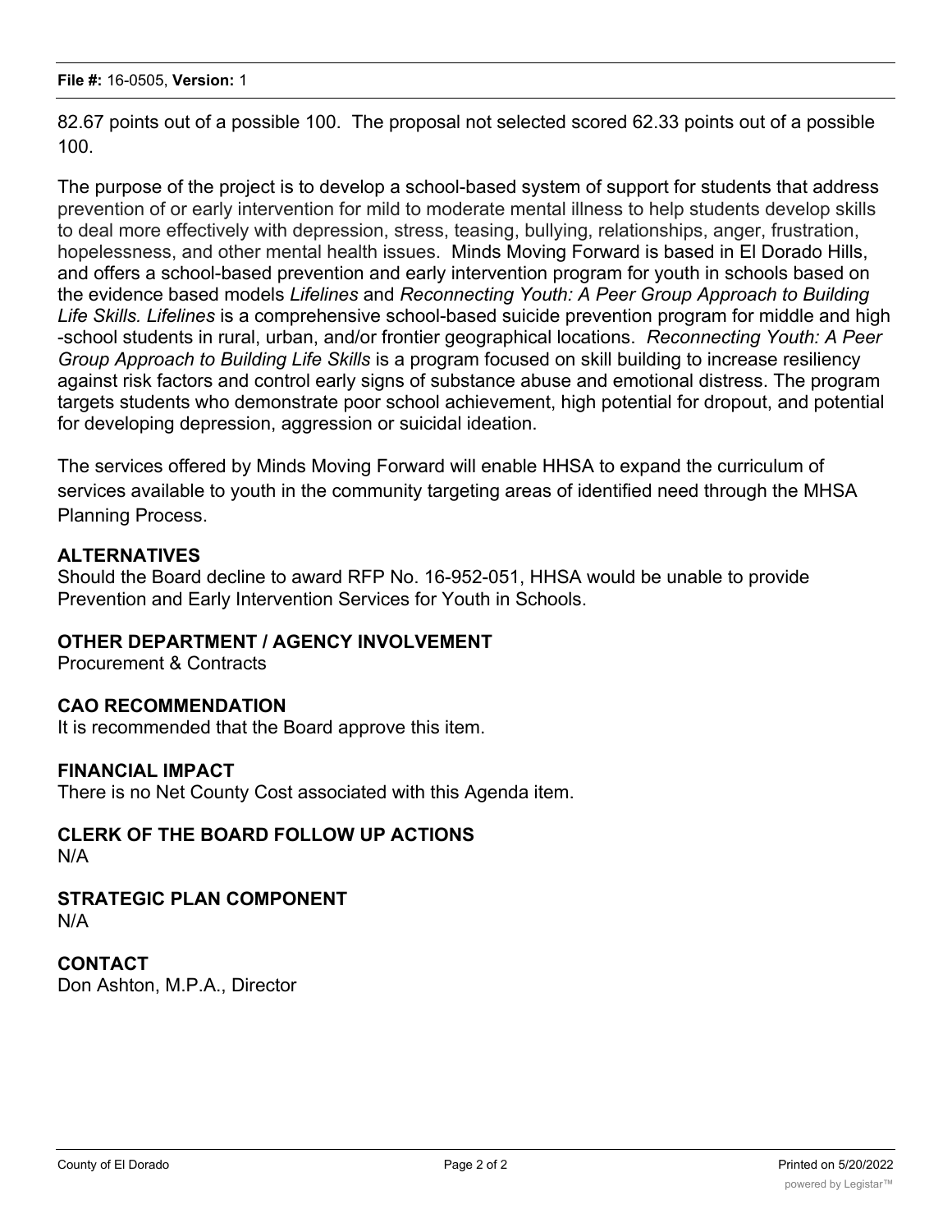82.67 points out of a possible 100. The proposal not selected scored 62.33 points out of a possible 100.

The purpose of the project is to develop a school-based system of support for students that address prevention of or early intervention for mild to moderate mental illness to help students develop skills to deal more effectively with depression, stress, teasing, bullying, relationships, anger, frustration, hopelessness, and other mental health issues. Minds Moving Forward is based in El Dorado Hills, and offers a school-based prevention and early intervention program for youth in schools based on the evidence based models *Lifelines* and *Reconnecting Youth: A Peer Group Approach to Building Life Skills. Lifelines* is a comprehensive school-based suicide prevention program for middle and high -school students in rural, urban, and/or frontier geographical locations. *Reconnecting Youth: A Peer Group Approach to Building Life Skills* is a program focused on skill building to increase resiliency against risk factors and control early signs of substance abuse and emotional distress. The program targets students who demonstrate poor school achievement, high potential for dropout, and potential for developing depression, aggression or suicidal ideation.

The services offered by Minds Moving Forward will enable HHSA to expand the curriculum of services available to youth in the community targeting areas of identified need through the MHSA Planning Process.

**ALTERNATIVES**
Should the Board decline to award RFP No. 16-952-051, HHSA would be unable to provide Prevention and Early Intervention Services for Youth in Schools.

**OTHER DEPARTMENT / AGENCY INVOLVEMENT**
Procurement & Contracts

**CAO RECOMMENDATION**
It is recommended that the Board approve this item.

**FINANCIAL IMPACT**
There is no Net County Cost associated with this Agenda item.

**CLERK OF THE BOARD FOLLOW UP ACTIONS**
N/A

**STRATEGIC PLAN COMPONENT**
N/A

**CONTACT**
Don Ashton, M.P.A., Director